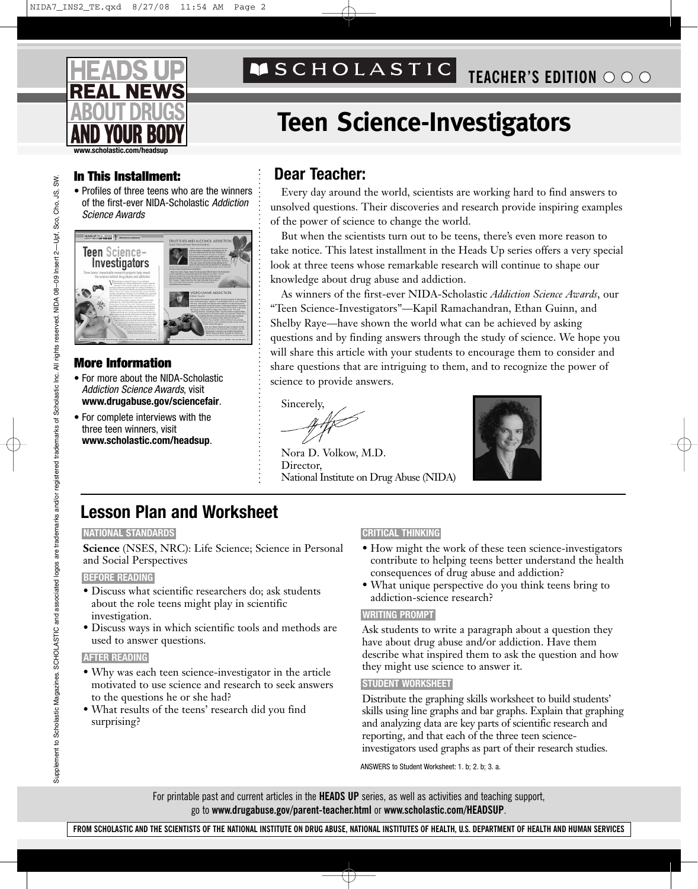# HEADS UP REAL NEWS ABOUT DRUGS AND YOUR BODY

www.scholastic.com/headsup

SCHOLASTIC TEACHER'S EDITION

# Teen Science-Investigators

## In This Installment:

- Profiles of three teens who are the winners of the first-ever NIDA-Scholastic *Addiction Science Awards*

## More Information

- For more about the NIDA-Scholastic *Addiction Science Awards*, visit **www.drugabuse.gov/sciencefair**.
- For complete interviews with the three teen winners, visit **www.scholastic.com/headsup**.

## Dear Teacher:

Every day around the world, scientists are working hard to find answers to unsolved questions. Their discoveries and research provide inspiring examples of the power of science to change the world.

But when the scientists turn out to be teens, there's even more reason to take notice. This latest installment in the Heads Up series offers a very special look at three teens whose remarkable research will continue to shape our knowledge about drug abuse and addiction.

As winners of the first-ever NIDA-Scholastic *Addiction Science Awards*, our "Teen Science-Investigators"—Kapil Ramachandran, Ethan Guinn, and Shelby Raye—have shown the world what can be achieved by asking questions and by finding answers through the study of science. We hope you will share this article with your students to encourage them to consider and share questions that are intriguing to them, and to recognize the power of science to provide answers.

Sincerely,

Nora D. Volkow, M.D.
Director,
National Institute on Drug Abuse (NIDA)

## Lesson Plan and Worksheet

**NATIONAL STANDARDS**

**Science** (NSES, NRC): Life Science; Science in Personal and Social Perspectives

**BEFORE READING**

- Discuss what scientific researchers do; ask students about the role teens might play in scientific investigation.
- Discuss ways in which scientific tools and methods are used to answer questions.

**AFTER READING**

- Why was each teen science-investigator in the article motivated to use science and research to seek answers to the questions he or she had?
- What results of the teens' research did you find surprising?

**CRITICAL THINKING**

- How might the work of these teen science-investigators contribute to helping teens better understand the health consequences of drug abuse and addiction?
- What unique perspective do you think teens bring to addiction-science research?

**WRITING PROMPT**

Ask students to write a paragraph about a question they have about drug abuse and/or addiction. Have them describe what inspired them to ask the question and how they might use science to answer it.

**STUDENT WORKSHEET**

Distribute the graphing skills worksheet to build students' skills using line graphs and bar graphs. Explain that graphing and analyzing data are key parts of scientific research and reporting, and that each of the three teen science-investigators used graphs as part of their research studies.

ANSWERS to Student Worksheet: 1. b; 2. b; 3. a.

For printable past and current articles in the **HEADS UP** series, as well as activities and teaching support, go to **www.drugabuse.gov/parent-teacher.html** or **www.scholastic.com/HEADSUP**.

FROM SCHOLASTIC AND THE SCIENTISTS OF THE NATIONAL INSTITUTE ON DRUG ABUSE, NATIONAL INSTITUTES OF HEALTH, U.S. DEPARTMENT OF HEALTH AND HUMAN SERVICES

Supplement to Scholastic Magazines. SCHOLASTIC and associated logos are trademarks and/or registered trademarks of Scholastic Inc. All rights reserved. NIDA 08–09 Insert 2—Upf, Sco, Cho, JS, SW.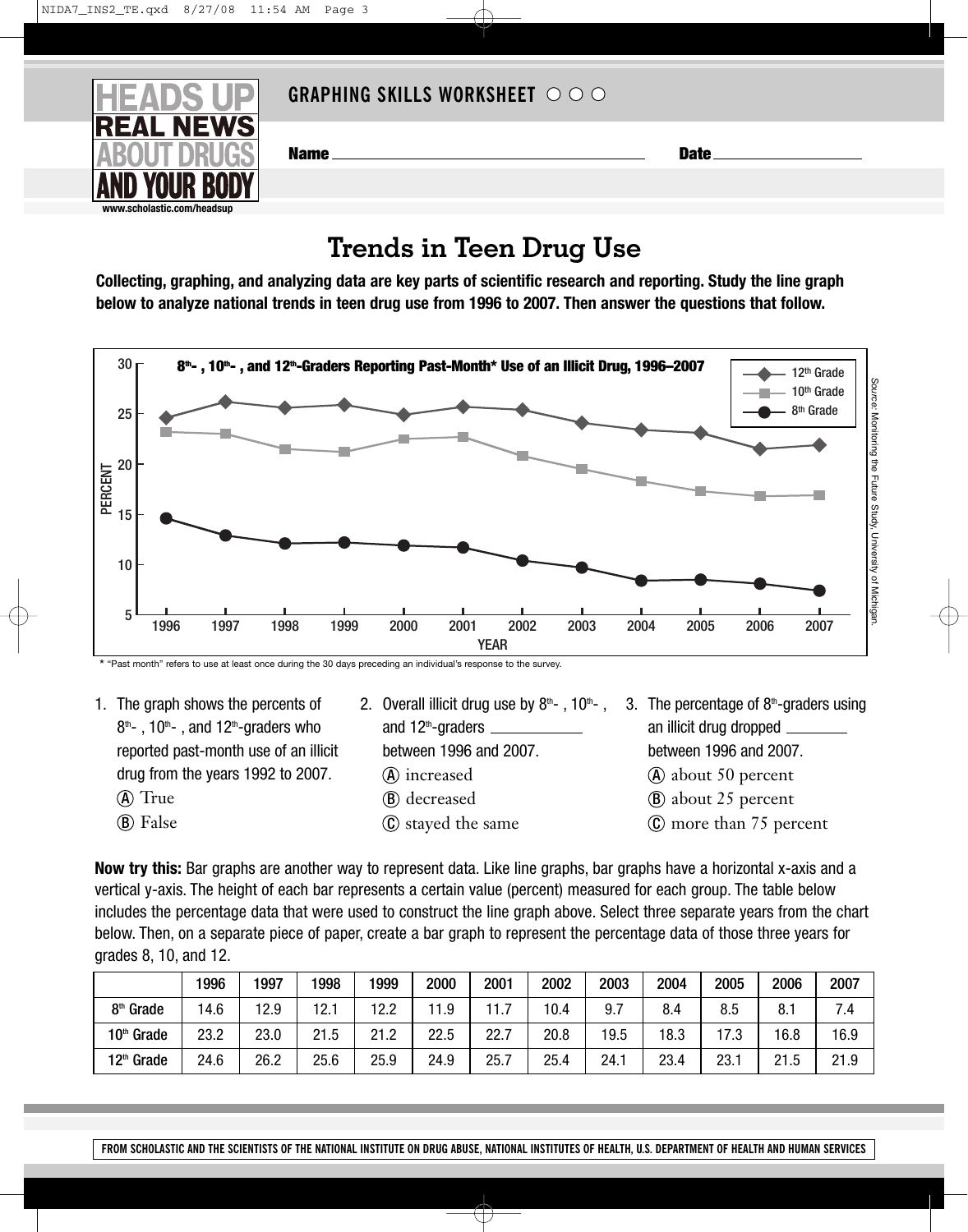HEADS UP
REAL NEWS
ABOUT DRUGS
AND YOUR BODY
www.scholastic.com/headsup

GRAPHING SKILLS WORKSHEET

Name ____________________ Date ____________

# Trends in Teen Drug Use

**Collecting, graphing, and analyzing data are key parts of scientific research and reporting. Study the line graph below to analyze national trends in teen drug use from 1996 to 2007. Then answer the questions that follow.**

**8th- , 10th- , and 12th-Graders Reporting Past-Month* Use of an Illicit Drug, 1996–2007**

12th Grade
10th Grade
8th Grade

PERCENT
30
25
20
15
10
5

1996 1997 1998 1999 2000 2001 2002 2003 2004 2005 2006 2007
YEAR

Source: Monitoring the Future Study, University of Michigan.

\* "Past month" refers to use at least once during the 30 days preceding an individual's response to the survey.

1. The graph shows the percents of 8th- , 10th- , and 12th-graders who reported past-month use of an illicit drug from the years 1992 to 2007.
   Ⓐ True
   Ⓑ False

2. Overall illicit drug use by 8th- , 10th- , and 12th-graders ___________ between 1996 and 2007.
   Ⓐ increased
   Ⓑ decreased
   Ⓒ stayed the same

3. The percentage of 8th-graders using an illicit drug dropped ________ between 1996 and 2007.
   Ⓐ about 50 percent
   Ⓑ about 25 percent
   Ⓒ more than 75 percent

**Now try this:** Bar graphs are another way to represent data. Like line graphs, bar graphs have a horizontal x-axis and a vertical y-axis. The height of each bar represents a certain value (percent) measured for each group. The table below includes the percentage data that were used to construct the line graph above. Select three separate years from the chart below. Then, on a separate piece of paper, create a bar graph to represent the percentage data of those three years for grades 8, 10, and 12.

| | 1996 | 1997 | 1998 | 1999 | 2000 | 2001 | 2002 | 2003 | 2004 | 2005 | 2006 | 2007 |
|---|---|---|---|---|---|---|---|---|---|---|---|---|
| 8th Grade | 14.6 | 12.9 | 12.1 | 12.2 | 11.9 | 11.7 | 10.4 | 9.7 | 8.4 | 8.5 | 8.1 | 7.4 |
| 10th Grade | 23.2 | 23.0 | 21.5 | 21.2 | 22.5 | 22.7 | 20.8 | 19.5 | 18.3 | 17.3 | 16.8 | 16.9 |
| 12th Grade | 24.6 | 26.2 | 25.6 | 25.9 | 24.9 | 25.7 | 25.4 | 24.1 | 23.4 | 23.1 | 21.5 | 21.9 |

FROM SCHOLASTIC AND THE SCIENTISTS OF THE NATIONAL INSTITUTE ON DRUG ABUSE, NATIONAL INSTITUTES OF HEALTH, U.S. DEPARTMENT OF HEALTH AND HUMAN SERVICES